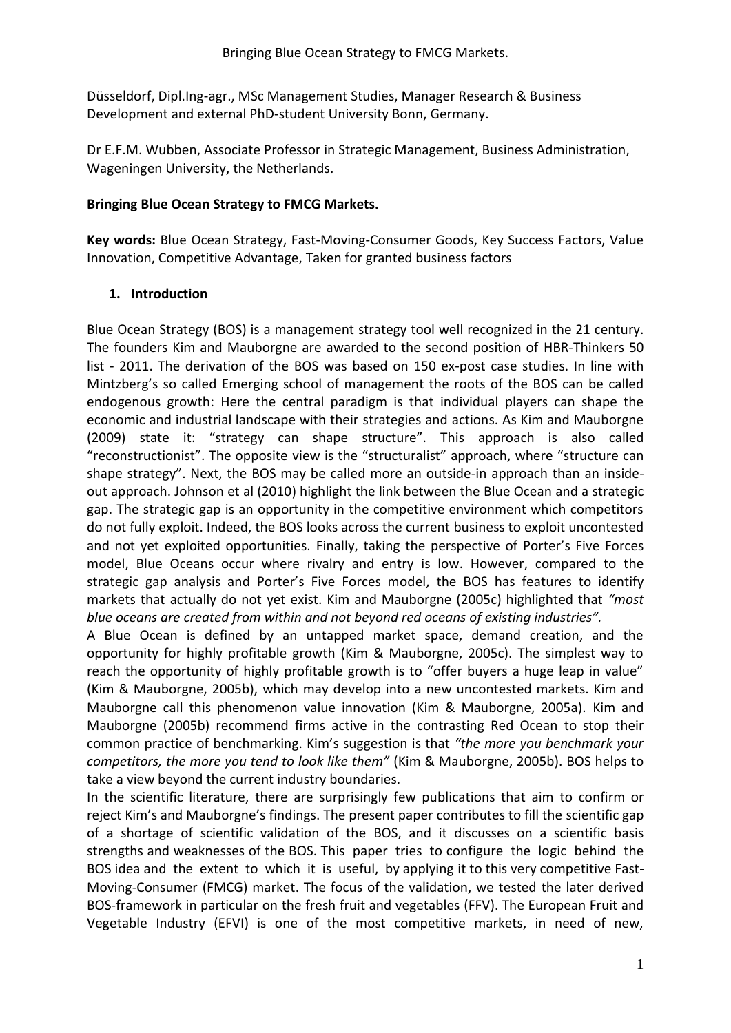Düsseldorf, Dipl.Ing-agr., MSc Management Studies, Manager Research & Business Development and external PhD-student University Bonn, Germany.

Dr E.F.M. Wubben, Associate Professor in Strategic Management, Business Administration, Wageningen University, the Netherlands.

**Bringing Blue Ocean Strategy to FMCG Markets.**

**Key words:** Blue Ocean Strategy, Fast-Moving-Consumer Goods, Key Success Factors, Value Innovation, Competitive Advantage, Taken for granted business factors

## 1. Introduction

Blue Ocean Strategy (BOS) is a management strategy tool well recognized in the 21 century. The founders Kim and Mauborgne are awarded to the second position of HBR-Thinkers 50 list - 2011. The derivation of the BOS was based on 150 ex-post case studies. In line with Mintzberg's so called Emerging school of management the roots of the BOS can be called endogenous growth: Here the central paradigm is that individual players can shape the economic and industrial landscape with their strategies and actions. As Kim and Mauborgne (2009) state it: "strategy can shape structure". This approach is also called "reconstructionist". The opposite view is the "structuralist" approach, where "structure can shape strategy". Next, the BOS may be called more an outside-in approach than an inside-out approach. Johnson et al (2010) highlight the link between the Blue Ocean and a strategic gap. The strategic gap is an opportunity in the competitive environment which competitors do not fully exploit. Indeed, the BOS looks across the current business to exploit uncontested and not yet exploited opportunities. Finally, taking the perspective of Porter's Five Forces model, Blue Oceans occur where rivalry and entry is low. However, compared to the strategic gap analysis and Porter's Five Forces model, the BOS has features to identify markets that actually do not yet exist. Kim and Mauborgne (2005c) highlighted that *"most blue oceans are created from within and not beyond red oceans of existing industries"*.

A Blue Ocean is defined by an untapped market space, demand creation, and the opportunity for highly profitable growth (Kim & Mauborgne, 2005c). The simplest way to reach the opportunity of highly profitable growth is to "offer buyers a huge leap in value" (Kim & Mauborgne, 2005b), which may develop into a new uncontested markets. Kim and Mauborgne call this phenomenon value innovation (Kim & Mauborgne, 2005a). Kim and Mauborgne (2005b) recommend firms active in the contrasting Red Ocean to stop their common practice of benchmarking. Kim's suggestion is that *"the more you benchmark your competitors, the more you tend to look like them"* (Kim & Mauborgne, 2005b). BOS helps to take a view beyond the current industry boundaries.

In the scientific literature, there are surprisingly few publications that aim to confirm or reject Kim's and Mauborgne's findings. The present paper contributes to fill the scientific gap of a shortage of scientific validation of the BOS, and it discusses on a scientific basis strengths and weaknesses of the BOS. This paper tries to configure the logic behind the BOS idea and the extent to which it is useful, by applying it to this very competitive Fast-Moving-Consumer (FMCG) market. The focus of the validation, we tested the later derived BOS-framework in particular on the fresh fruit and vegetables (FFV). The European Fruit and Vegetable Industry (EFVI) is one of the most competitive markets, in need of new,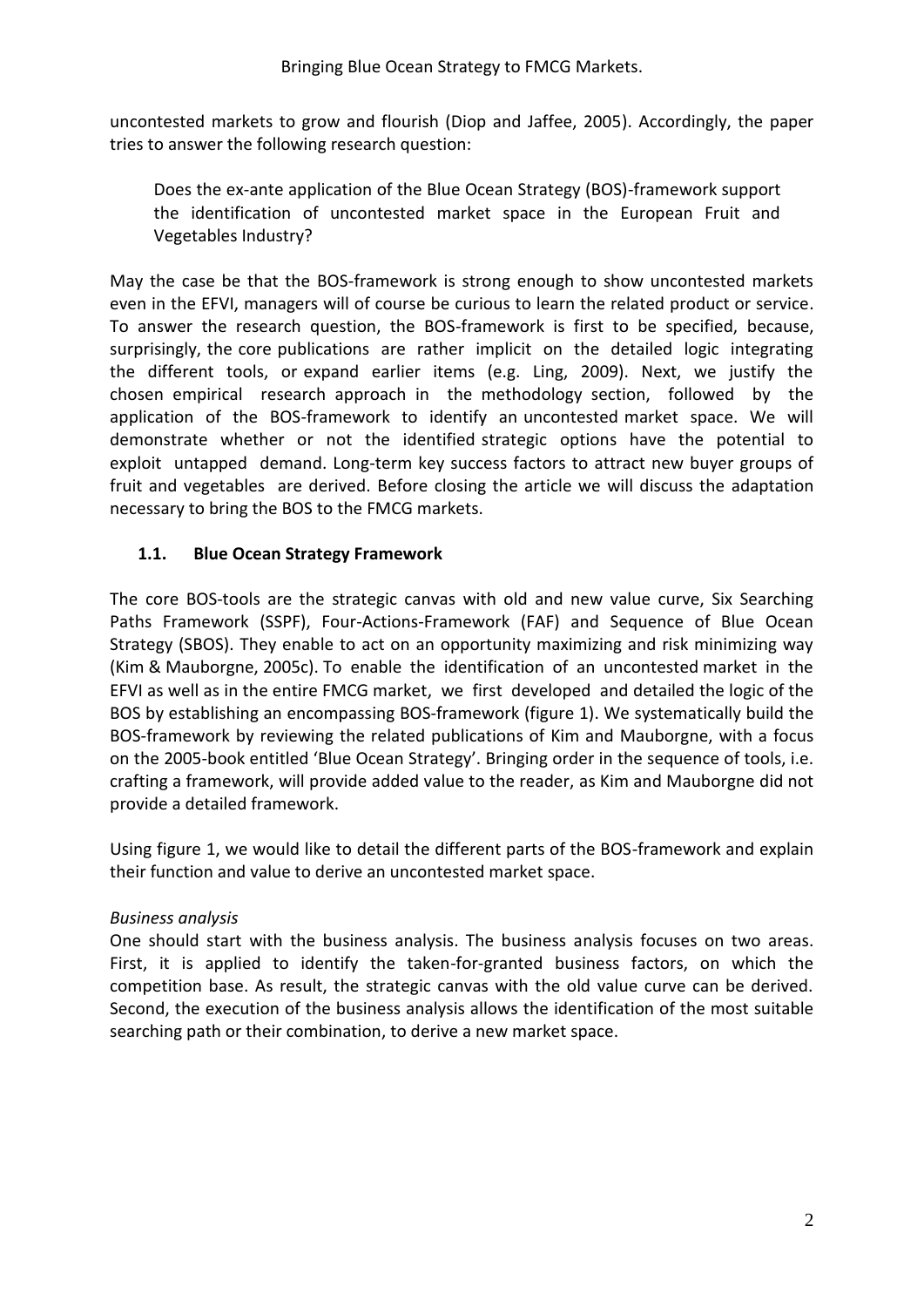uncontested markets to grow and flourish (Diop and Jaffee, 2005). Accordingly, the paper tries to answer the following research question:

> Does the ex-ante application of the Blue Ocean Strategy (BOS)-framework support the identification of uncontested market space in the European Fruit and Vegetables Industry?

May the case be that the BOS-framework is strong enough to show uncontested markets even in the EFVI, managers will of course be curious to learn the related product or service. To answer the research question, the BOS-framework is first to be specified, because, surprisingly, the core publications are rather implicit on the detailed logic integrating the different tools, or expand earlier items (e.g. Ling, 2009). Next, we justify the chosen empirical research approach in the methodology section, followed by the application of the BOS-framework to identify an uncontested market space. We will demonstrate whether or not the identified strategic options have the potential to exploit untapped demand. Long-term key success factors to attract new buyer groups of fruit and vegetables are derived. Before closing the article we will discuss the adaptation necessary to bring the BOS to the FMCG markets.

### 1.1. Blue Ocean Strategy Framework

The core BOS-tools are the strategic canvas with old and new value curve, Six Searching Paths Framework (SSPF), Four-Actions-Framework (FAF) and Sequence of Blue Ocean Strategy (SBOS). They enable to act on an opportunity maximizing and risk minimizing way (Kim & Mauborgne, 2005c). To enable the identification of an uncontested market in the EFVI as well as in the entire FMCG market, we first developed and detailed the logic of the BOS by establishing an encompassing BOS-framework (figure 1). We systematically build the BOS-framework by reviewing the related publications of Kim and Mauborgne, with a focus on the 2005-book entitled 'Blue Ocean Strategy'. Bringing order in the sequence of tools, i.e. crafting a framework, will provide added value to the reader, as Kim and Mauborgne did not provide a detailed framework.

Using figure 1, we would like to detail the different parts of the BOS-framework and explain their function and value to derive an uncontested market space.

*Business analysis*

One should start with the business analysis. The business analysis focuses on two areas. First, it is applied to identify the taken-for-granted business factors, on which the competition base. As result, the strategic canvas with the old value curve can be derived. Second, the execution of the business analysis allows the identification of the most suitable searching path or their combination, to derive a new market space.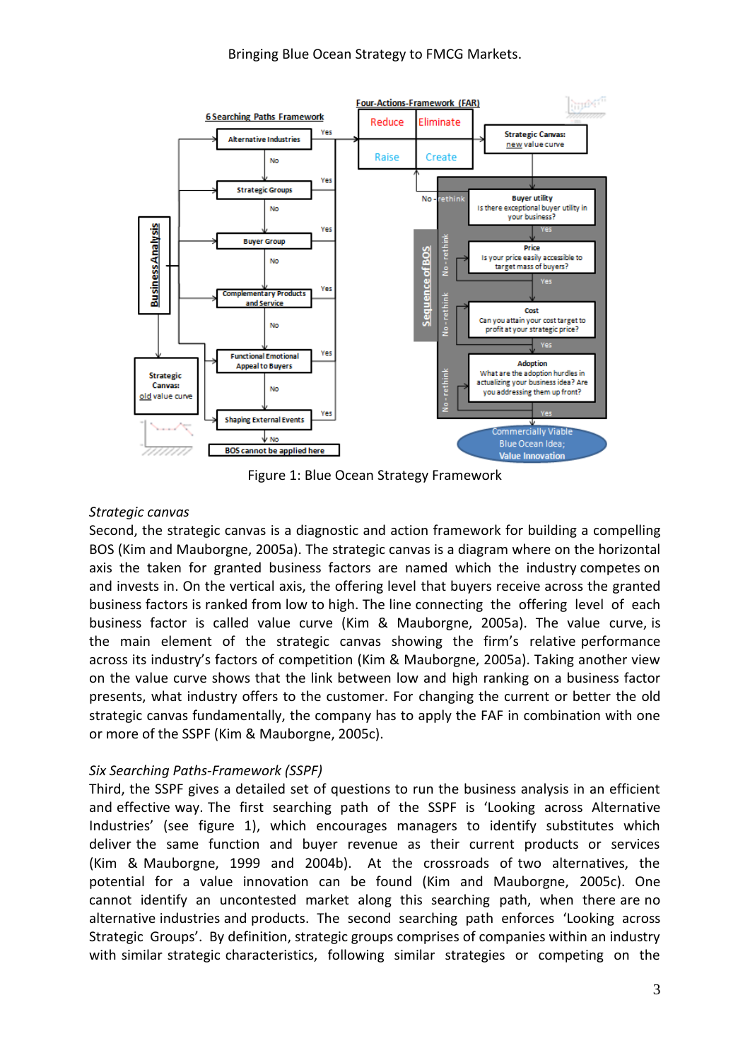Figure 1: Blue Ocean Strategy Framework

*Strategic canvas*

Second, the strategic canvas is a diagnostic and action framework for building a compelling BOS (Kim and Mauborgne, 2005a). The strategic canvas is a diagram where on the horizontal axis the taken for granted business factors are named which the industry competes on and invests in. On the vertical axis, the offering level that buyers receive across the granted business factors is ranked from low to high. The line connecting the offering level of each business factor is called value curve (Kim & Mauborgne, 2005a). The value curve, is the main element of the strategic canvas showing the firm's relative performance across its industry's factors of competition (Kim & Mauborgne, 2005a). Taking another view on the value curve shows that the link between low and high ranking on a business factor presents, what industry offers to the customer. For changing the current or better the old strategic canvas fundamentally, the company has to apply the FAF in combination with one or more of the SSPF (Kim & Mauborgne, 2005c).

*Six Searching Paths-Framework (SSPF)*

Third, the SSPF gives a detailed set of questions to run the business analysis in an efficient and effective way. The first searching path of the SSPF is 'Looking across Alternative Industries' (see figure 1), which encourages managers to identify substitutes which deliver the same function and buyer revenue as their current products or services (Kim & Mauborgne, 1999 and 2004b). At the crossroads of two alternatives, the potential for a value innovation can be found (Kim and Mauborgne, 2005c). One cannot identify an uncontested market along this searching path, when there are no alternative industries and products. The second searching path enforces 'Looking across Strategic Groups'. By definition, strategic groups comprises of companies within an industry with similar strategic characteristics, following similar strategies or competing on the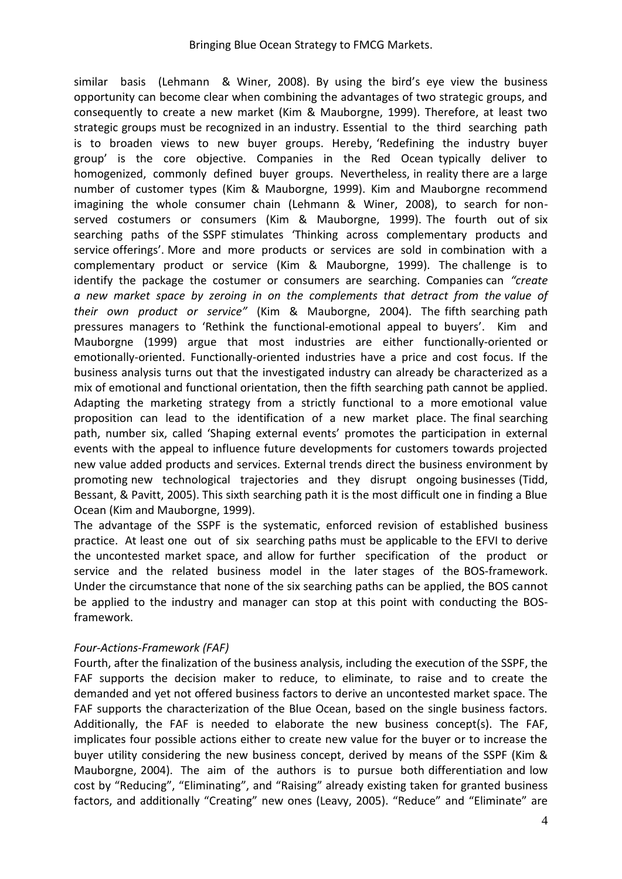similar basis (Lehmann & Winer, 2008). By using the bird's eye view the business opportunity can become clear when combining the advantages of two strategic groups, and consequently to create a new market (Kim & Mauborgne, 1999). Therefore, at least two strategic groups must be recognized in an industry. Essential to the third searching path is to broaden views to new buyer groups. Hereby, 'Redefining the industry buyer group' is the core objective. Companies in the Red Ocean typically deliver to homogenized, commonly defined buyer groups. Nevertheless, in reality there are a large number of customer types (Kim & Mauborgne, 1999). Kim and Mauborgne recommend imagining the whole consumer chain (Lehmann & Winer, 2008), to search for non-served costumers or consumers (Kim & Mauborgne, 1999). The fourth out of six searching paths of the SSPF stimulates 'Thinking across complementary products and service offerings'. More and more products or services are sold in combination with a complementary product or service (Kim & Mauborgne, 1999). The challenge is to identify the package the costumer or consumers are searching. Companies can *"create a new market space by zeroing in on the complements that detract from the value of their own product or service"* (Kim & Mauborgne, 2004). The fifth searching path pressures managers to 'Rethink the functional-emotional appeal to buyers'. Kim and Mauborgne (1999) argue that most industries are either functionally-oriented or emotionally-oriented. Functionally-oriented industries have a price and cost focus. If the business analysis turns out that the investigated industry can already be characterized as a mix of emotional and functional orientation, then the fifth searching path cannot be applied. Adapting the marketing strategy from a strictly functional to a more emotional value proposition can lead to the identification of a new market place. The final searching path, number six, called 'Shaping external events' promotes the participation in external events with the appeal to influence future developments for customers towards projected new value added products and services. External trends direct the business environment by promoting new technological trajectories and they disrupt ongoing businesses (Tidd, Bessant, & Pavitt, 2005). This sixth searching path it is the most difficult one in finding a Blue Ocean (Kim and Mauborgne, 1999).

The advantage of the SSPF is the systematic, enforced revision of established business practice. At least one out of six searching paths must be applicable to the EFVI to derive the uncontested market space, and allow for further specification of the product or service and the related business model in the later stages of the BOS-framework. Under the circumstance that none of the six searching paths can be applied, the BOS cannot be applied to the industry and manager can stop at this point with conducting the BOS-framework.

*Four-Actions-Framework (FAF)*

Fourth, after the finalization of the business analysis, including the execution of the SSPF, the FAF supports the decision maker to reduce, to eliminate, to raise and to create the demanded and yet not offered business factors to derive an uncontested market space. The FAF supports the characterization of the Blue Ocean, based on the single business factors. Additionally, the FAF is needed to elaborate the new business concept(s). The FAF, implicates four possible actions either to create new value for the buyer or to increase the buyer utility considering the new business concept, derived by means of the SSPF (Kim & Mauborgne, 2004). The aim of the authors is to pursue both differentiation and low cost by "Reducing", "Eliminating", and "Raising" already existing taken for granted business factors, and additionally "Creating" new ones (Leavy, 2005). "Reduce" and "Eliminate" are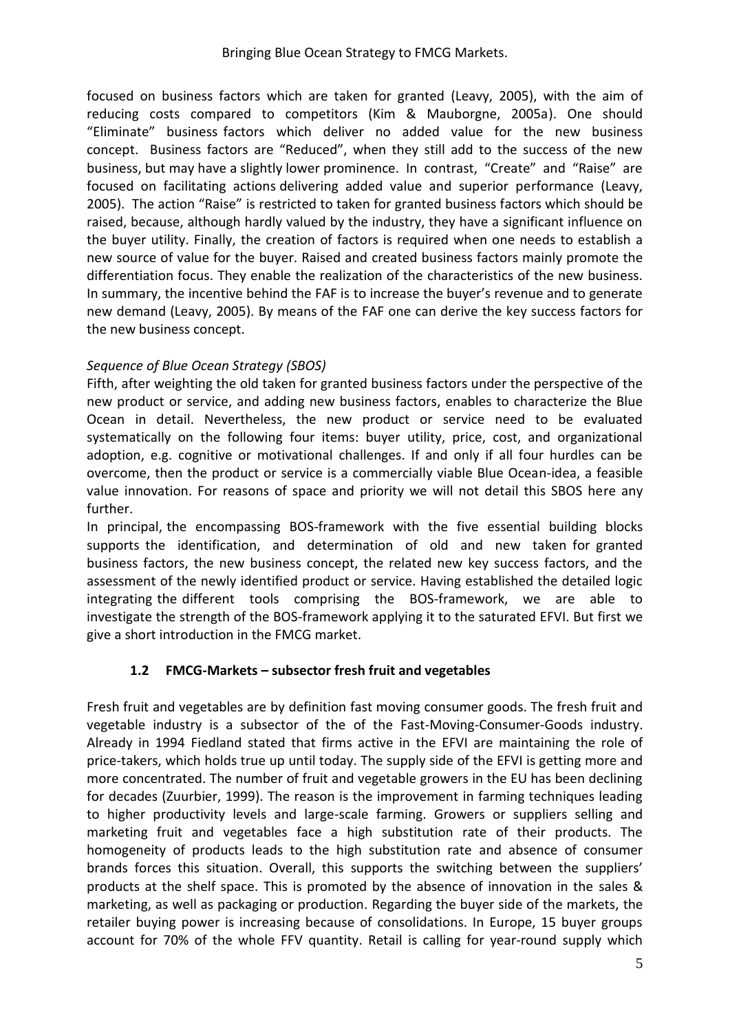focused on business factors which are taken for granted (Leavy, 2005), with the aim of reducing costs compared to competitors (Kim & Mauborgne, 2005a). One should "Eliminate" business factors which deliver no added value for the new business concept. Business factors are "Reduced", when they still add to the success of the new business, but may have a slightly lower prominence. In contrast, "Create" and "Raise" are focused on facilitating actions delivering added value and superior performance (Leavy, 2005). The action "Raise" is restricted to taken for granted business factors which should be raised, because, although hardly valued by the industry, they have a significant influence on the buyer utility. Finally, the creation of factors is required when one needs to establish a new source of value for the buyer. Raised and created business factors mainly promote the differentiation focus. They enable the realization of the characteristics of the new business. In summary, the incentive behind the FAF is to increase the buyer's revenue and to generate new demand (Leavy, 2005). By means of the FAF one can derive the key success factors for the new business concept.

*Sequence of Blue Ocean Strategy (SBOS)*

Fifth, after weighting the old taken for granted business factors under the perspective of the new product or service, and adding new business factors, enables to characterize the Blue Ocean in detail. Nevertheless, the new product or service need to be evaluated systematically on the following four items: buyer utility, price, cost, and organizational adoption, e.g. cognitive or motivational challenges. If and only if all four hurdles can be overcome, then the product or service is a commercially viable Blue Ocean-idea, a feasible value innovation. For reasons of space and priority we will not detail this SBOS here any further.

In principal, the encompassing BOS-framework with the five essential building blocks supports the identification, and determination of old and new taken for granted business factors, the new business concept, the related new key success factors, and the assessment of the newly identified product or service. Having established the detailed logic integrating the different tools comprising the BOS-framework, we are able to investigate the strength of the BOS-framework applying it to the saturated EFVI. But first we give a short introduction in the FMCG market.

### 1.2 FMCG-Markets – subsector fresh fruit and vegetables

Fresh fruit and vegetables are by definition fast moving consumer goods. The fresh fruit and vegetable industry is a subsector of the of the Fast-Moving-Consumer-Goods industry. Already in 1994 Fiedland stated that firms active in the EFVI are maintaining the role of price-takers, which holds true up until today. The supply side of the EFVI is getting more and more concentrated. The number of fruit and vegetable growers in the EU has been declining for decades (Zuurbier, 1999). The reason is the improvement in farming techniques leading to higher productivity levels and large-scale farming. Growers or suppliers selling and marketing fruit and vegetables face a high substitution rate of their products. The homogeneity of products leads to the high substitution rate and absence of consumer brands forces this situation. Overall, this supports the switching between the suppliers' products at the shelf space. This is promoted by the absence of innovation in the sales & marketing, as well as packaging or production. Regarding the buyer side of the markets, the retailer buying power is increasing because of consolidations. In Europe, 15 buyer groups account for 70% of the whole FFV quantity. Retail is calling for year-round supply which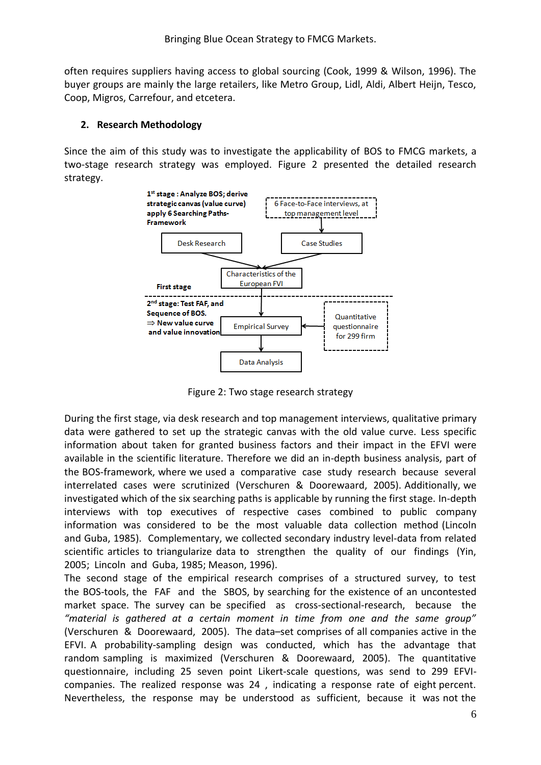often requires suppliers having access to global sourcing (Cook, 1999 & Wilson, 1996). The buyer groups are mainly the large retailers, like Metro Group, Lidl, Aldi, Albert Heijn, Tesco, Coop, Migros, Carrefour, and etcetera.

## 2. Research Methodology

Since the aim of this study was to investigate the applicability of BOS to FMCG markets, a two-stage research strategy was employed. Figure 2 presented the detailed research strategy.

**1st stage : Analyze BOS; derive strategic canvas (value curve) apply 6 Searching Paths-Framework**

6 Face-to-Face interviews, at top management level

Desk Research → Characteristics of the European FVI ← Case Studies

**First stage**

**2nd stage: Test FAF, and Sequence of BOS. ⇒ New value curve and value innovation**

Empirical Survey ← Quantitative questionnaire for 299 firm

Data Analysis

Figure 2: Two stage research strategy

During the first stage, via desk research and top management interviews, qualitative primary data were gathered to set up the strategic canvas with the old value curve. Less specific information about taken for granted business factors and their impact in the EFVI were available in the scientific literature. Therefore we did an in-depth business analysis, part of the BOS-framework, where we used a comparative case study research because several interrelated cases were scrutinized (Verschuren & Doorewaard, 2005). Additionally, we investigated which of the six searching paths is applicable by running the first stage. In-depth interviews with top executives of respective cases combined to public company information was considered to be the most valuable data collection method (Lincoln and Guba, 1985). Complementary, we collected secondary industry level-data from related scientific articles to triangularize data to strengthen the quality of our findings (Yin, 2005; Lincoln and Guba, 1985; Meason, 1996).

The second stage of the empirical research comprises of a structured survey, to test the BOS-tools, the FAF and the SBOS, by searching for the existence of an uncontested market space. The survey can be specified as cross-sectional-research, because the *"material is gathered at a certain moment in time from one and the same group"* (Verschuren & Doorewaard, 2005). The data–set comprises of all companies active in the EFVI. A probability-sampling design was conducted, which has the advantage that random sampling is maximized (Verschuren & Doorewaard, 2005). The quantitative questionnaire, including 25 seven point Likert-scale questions, was send to 299 EFVI-companies. The realized response was 24 , indicating a response rate of eight percent. Nevertheless, the response may be understood as sufficient, because it was not the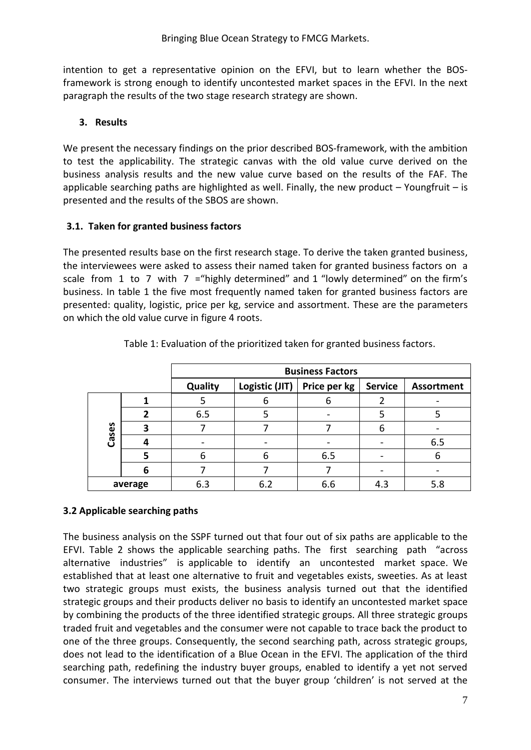intention to get a representative opinion on the EFVI, but to learn whether the BOS-framework is strong enough to identify uncontested market spaces in the EFVI. In the next paragraph the results of the two stage research strategy are shown.

## 3. Results

We present the necessary findings on the prior described BOS-framework, with the ambition to test the applicability. The strategic canvas with the old value curve derived on the business analysis results and the new value curve based on the results of the FAF. The applicable searching paths are highlighted as well. Finally, the new product – Youngfruit – is presented and the results of the SBOS are shown.

### 3.1. Taken for granted business factors

The presented results base on the first research stage. To derive the taken granted business, the interviewees were asked to assess their named taken for granted business factors on a scale from 1 to 7 with 7 ="highly determined" and 1 "lowly determined" on the firm's business. In table 1 the five most frequently named taken for granted business factors are presented: quality, logistic, price per kg, service and assortment. These are the parameters on which the old value curve in figure 4 roots.

Table 1: Evaluation of the prioritized taken for granted business factors.

| | | Business Factors | | | | |
|---|---|---|---|---|---|---|
| | | Quality | Logistic (JIT) | Price per kg | Service | Assortment |
| Cases | 1 | 5 | 6 | 6 | 2 | - |
| | 2 | 6.5 | 5 | - | 5 | 5 |
| | 3 | 7 | 7 | 7 | 6 | - |
| | 4 | - | - | - | - | 6.5 |
| | 5 | 6 | 6 | 6.5 | - | 6 |
| | 6 | 7 | 7 | 7 | - | - |
| average | | 6.3 | 6.2 | 6.6 | 4.3 | 5.8 |

### 3.2 Applicable searching paths

The business analysis on the SSPF turned out that four out of six paths are applicable to the EFVI. Table 2 shows the applicable searching paths. The first searching path "across alternative industries" is applicable to identify an uncontested market space. We established that at least one alternative to fruit and vegetables exists, sweeties. As at least two strategic groups must exists, the business analysis turned out that the identified strategic groups and their products deliver no basis to identify an uncontested market space by combining the products of the three identified strategic groups. All three strategic groups traded fruit and vegetables and the consumer were not capable to trace back the product to one of the three groups. Consequently, the second searching path, across strategic groups, does not lead to the identification of a Blue Ocean in the EFVI. The application of the third searching path, redefining the industry buyer groups, enabled to identify a yet not served consumer. The interviews turned out that the buyer group 'children' is not served at the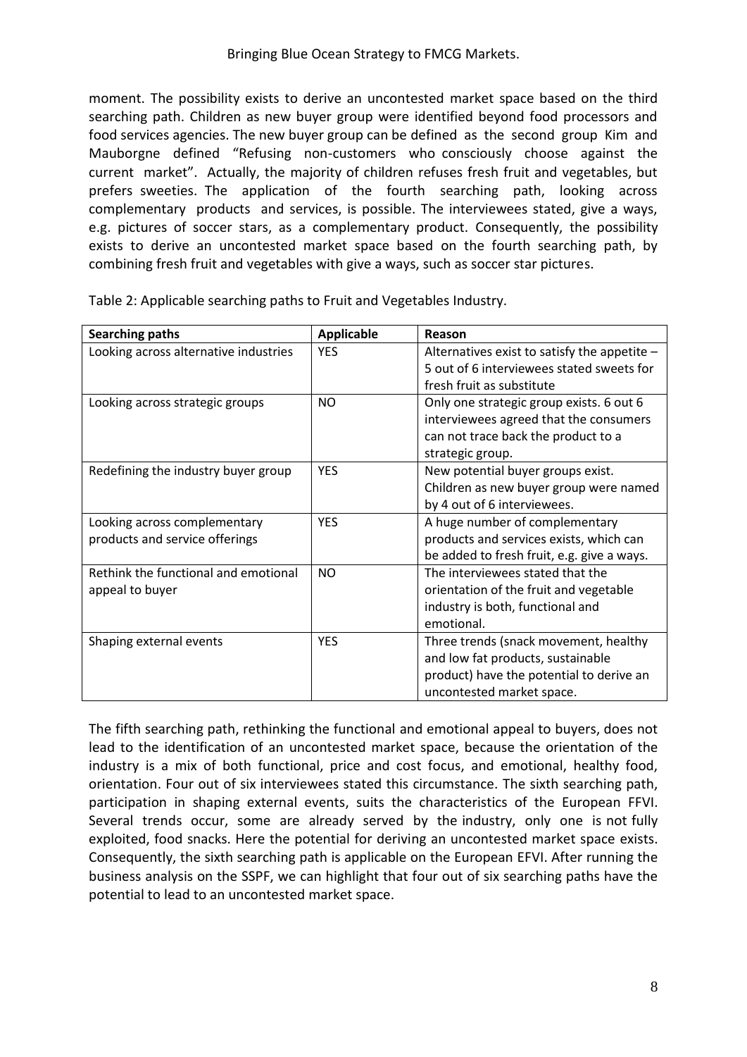moment. The possibility exists to derive an uncontested market space based on the third searching path. Children as new buyer group were identified beyond food processors and food services agencies. The new buyer group can be defined as the second group Kim and Mauborgne defined "Refusing non-customers who consciously choose against the current market". Actually, the majority of children refuses fresh fruit and vegetables, but prefers sweeties. The application of the fourth searching path, looking across complementary products and services, is possible. The interviewees stated, give a ways, e.g. pictures of soccer stars, as a complementary product. Consequently, the possibility exists to derive an uncontested market space based on the fourth searching path, by combining fresh fruit and vegetables with give a ways, such as soccer star pictures.

Table 2: Applicable searching paths to Fruit and Vegetables Industry.

| **Searching paths** | **Applicable** | **Reason** |
|---|---|---|
| Looking across alternative industries | YES | Alternatives exist to satisfy the appetite – 5 out of 6 interviewees stated sweets for fresh fruit as substitute |
| Looking across strategic groups | NO | Only one strategic group exists. 6 out 6 interviewees agreed that the consumers can not trace back the product to a strategic group. |
| Redefining the industry buyer group | YES | New potential buyer groups exist. Children as new buyer group were named by 4 out of 6 interviewees. |
| Looking across complementary products and service offerings | YES | A huge number of complementary products and services exists, which can be added to fresh fruit, e.g. give a ways. |
| Rethink the functional and emotional appeal to buyer | NO | The interviewees stated that the orientation of the fruit and vegetable industry is both, functional and emotional. |
| Shaping external events | YES | Three trends (snack movement, healthy and low fat products, sustainable product) have the potential to derive an uncontested market space. |

The fifth searching path, rethinking the functional and emotional appeal to buyers, does not lead to the identification of an uncontested market space, because the orientation of the industry is a mix of both functional, price and cost focus, and emotional, healthy food, orientation. Four out of six interviewees stated this circumstance. The sixth searching path, participation in shaping external events, suits the characteristics of the European FFVI. Several trends occur, some are already served by the industry, only one is not fully exploited, food snacks. Here the potential for deriving an uncontested market space exists. Consequently, the sixth searching path is applicable on the European EFVI. After running the business analysis on the SSPF, we can highlight that four out of six searching paths have the potential to lead to an uncontested market space.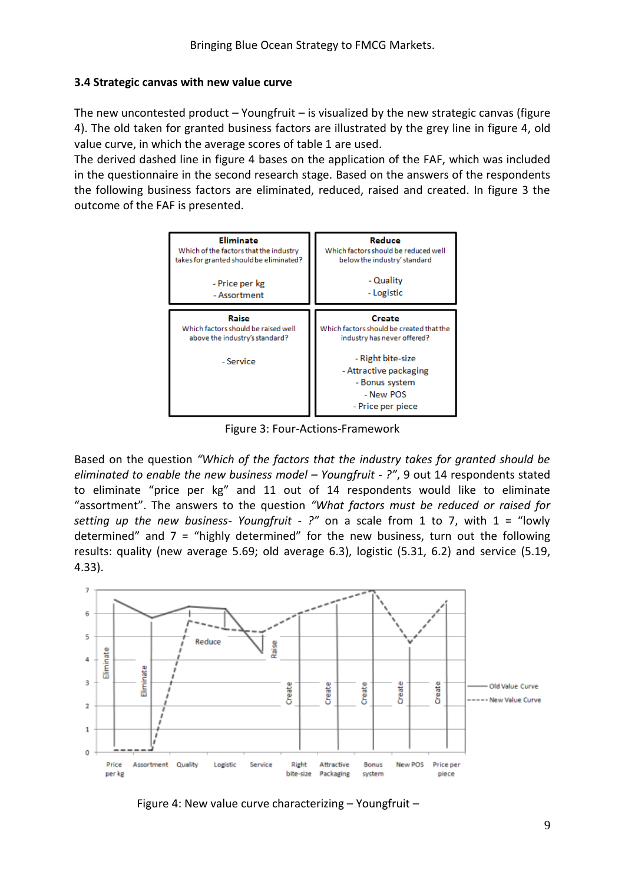### 3.4 Strategic canvas with new value curve

The new uncontested product – Youngfruit – is visualized by the new strategic canvas (figure 4). The old taken for granted business factors are illustrated by the grey line in figure 4, old value curve, in which the average scores of table 1 are used.

The derived dashed line in figure 4 bases on the application of the FAF, which was included in the questionnaire in the second research stage. Based on the answers of the respondents the following business factors are eliminated, reduced, raised and created. In figure 3 the outcome of the FAF is presented.

| **Eliminate**<br>Which of the factors that the industry takes for granted should be eliminated?<br><br>- Price per kg<br>- Assortment | **Reduce**<br>Which factors should be reduced well below the industry' standard<br><br>- Quality<br>- Logistic |
|---|---|
| **Raise**<br>Which factors should be raised well above the industry's standard?<br><br>- Service | **Create**<br>Which factors should be created that the industry has never offered?<br><br>- Right bite-size<br>- Attractive packaging<br>- Bonus system<br>- New POS<br>- Price per piece |

Figure 3: Four-Actions-Framework

Based on the question *"Which of the factors that the industry takes for granted should be eliminated to enable the new business model – Youngfruit - ?"*, 9 out 14 respondents stated to eliminate "price per kg" and 11 out of 14 respondents would like to eliminate "assortment". The answers to the question *"What factors must be reduced or raised for setting up the new business- Youngfruit - ?"* on a scale from 1 to 7, with 1 = "lowly determined" and 7 = "highly determined" for the new business, turn out the following results: quality (new average 5.69; old average 6.3), logistic (5.31, 6.2) and service (5.19, 4.33).

Figure 4: New value curve characterizing – Youngfruit –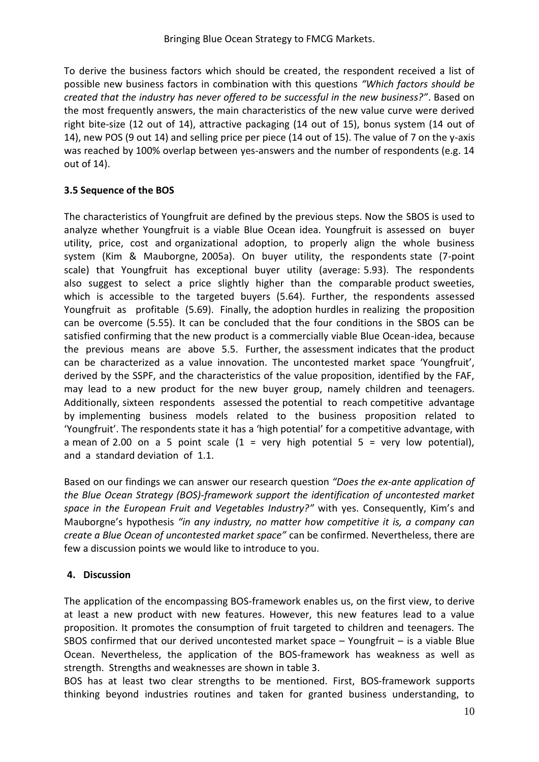To derive the business factors which should be created, the respondent received a list of possible new business factors in combination with this questions *"Which factors should be created that the industry has never offered to be successful in the new business?"*. Based on the most frequently answers, the main characteristics of the new value curve were derived right bite-size (12 out of 14), attractive packaging (14 out of 15), bonus system (14 out of 14), new POS (9 out 14) and selling price per piece (14 out of 15). The value of 7 on the y-axis was reached by 100% overlap between yes-answers and the number of respondents (e.g. 14 out of 14).

### 3.5 Sequence of the BOS

The characteristics of Youngfruit are defined by the previous steps. Now the SBOS is used to analyze whether Youngfruit is a viable Blue Ocean idea. Youngfruit is assessed on buyer utility, price, cost and organizational adoption, to properly align the whole business system (Kim & Mauborgne, 2005a). On buyer utility, the respondents state (7-point scale) that Youngfruit has exceptional buyer utility (average: 5.93). The respondents also suggest to select a price slightly higher than the comparable product sweeties, which is accessible to the targeted buyers (5.64). Further, the respondents assessed Youngfruit as profitable (5.69). Finally, the adoption hurdles in realizing the proposition can be overcome (5.55). It can be concluded that the four conditions in the SBOS can be satisfied confirming that the new product is a commercially viable Blue Ocean-idea, because the previous means are above 5.5. Further, the assessment indicates that the product can be characterized as a value innovation. The uncontested market space 'Youngfruit', derived by the SSPF, and the characteristics of the value proposition, identified by the FAF, may lead to a new product for the new buyer group, namely children and teenagers. Additionally, sixteen respondents assessed the potential to reach competitive advantage by implementing business models related to the business proposition related to 'Youngfruit'. The respondents state it has a 'high potential' for a competitive advantage, with a mean of 2.00 on a 5 point scale (1 = very high potential 5 = very low potential), and a standard deviation of 1.1.

Based on our findings we can answer our research question *"Does the ex-ante application of the Blue Ocean Strategy (BOS)-framework support the identification of uncontested market space in the European Fruit and Vegetables Industry?"* with yes. Consequently, Kim's and Mauborgne's hypothesis *"in any industry, no matter how competitive it is, a company can create a Blue Ocean of uncontested market space"* can be confirmed. Nevertheless, there are few a discussion points we would like to introduce to you.

## 4. Discussion

The application of the encompassing BOS-framework enables us, on the first view, to derive at least a new product with new features. However, this new features lead to a value proposition. It promotes the consumption of fruit targeted to children and teenagers. The SBOS confirmed that our derived uncontested market space – Youngfruit – is a viable Blue Ocean. Nevertheless, the application of the BOS-framework has weakness as well as strength. Strengths and weaknesses are shown in table 3.

BOS has at least two clear strengths to be mentioned. First, BOS-framework supports thinking beyond industries routines and taken for granted business understanding, to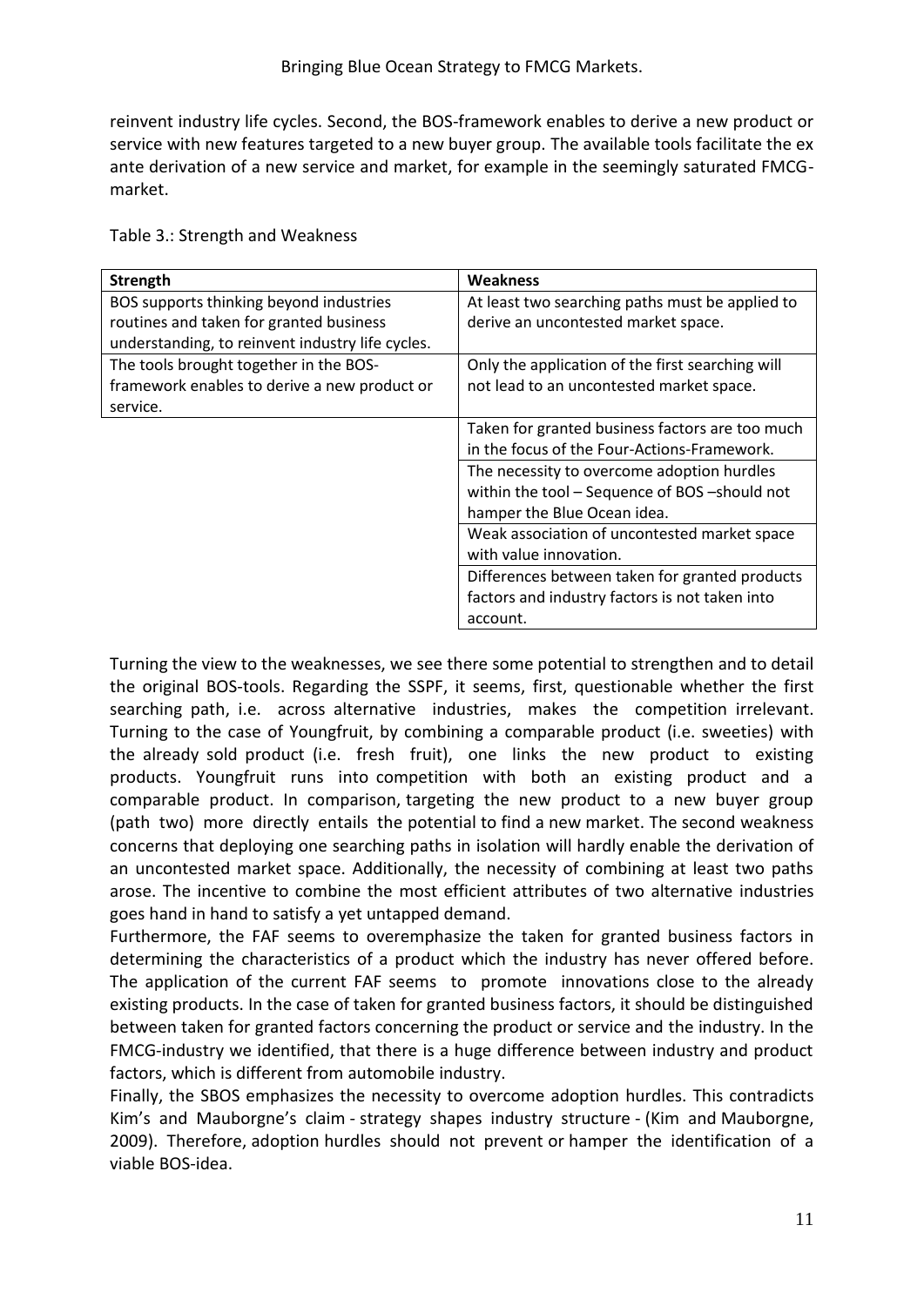reinvent industry life cycles. Second, the BOS-framework enables to derive a new product or service with new features targeted to a new buyer group. The available tools facilitate the ex ante derivation of a new service and market, for example in the seemingly saturated FMCG-market.

Table 3.: Strength and Weakness

| Strength | Weakness |
|---|---|
| BOS supports thinking beyond industries routines and taken for granted business understanding, to reinvent industry life cycles. | At least two searching paths must be applied to derive an uncontested market space. |
| The tools brought together in the BOS-framework enables to derive a new product or service. | Only the application of the first searching will not lead to an uncontested market space. |
| | Taken for granted business factors are too much in the focus of the Four-Actions-Framework. |
| | The necessity to overcome adoption hurdles within the tool – Sequence of BOS –should not hamper the Blue Ocean idea. |
| | Weak association of uncontested market space with value innovation. |
| | Differences between taken for granted products factors and industry factors is not taken into account. |

Turning the view to the weaknesses, we see there some potential to strengthen and to detail the original BOS-tools. Regarding the SSPF, it seems, first, questionable whether the first searching path, i.e. across alternative industries, makes the competition irrelevant. Turning to the case of Youngfruit, by combining a comparable product (i.e. sweeties) with the already sold product (i.e. fresh fruit), one links the new product to existing products. Youngfruit runs into competition with both an existing product and a comparable product. In comparison, targeting the new product to a new buyer group (path two) more directly entails the potential to find a new market. The second weakness concerns that deploying one searching paths in isolation will hardly enable the derivation of an uncontested market space. Additionally, the necessity of combining at least two paths arose. The incentive to combine the most efficient attributes of two alternative industries goes hand in hand to satisfy a yet untapped demand.

Furthermore, the FAF seems to overemphasize the taken for granted business factors in determining the characteristics of a product which the industry has never offered before. The application of the current FAF seems to promote innovations close to the already existing products. In the case of taken for granted business factors, it should be distinguished between taken for granted factors concerning the product or service and the industry. In the FMCG-industry we identified, that there is a huge difference between industry and product factors, which is different from automobile industry.

Finally, the SBOS emphasizes the necessity to overcome adoption hurdles. This contradicts Kim's and Mauborgne's claim - strategy shapes industry structure - (Kim and Mauborgne, 2009). Therefore, adoption hurdles should not prevent or hamper the identification of a viable BOS-idea.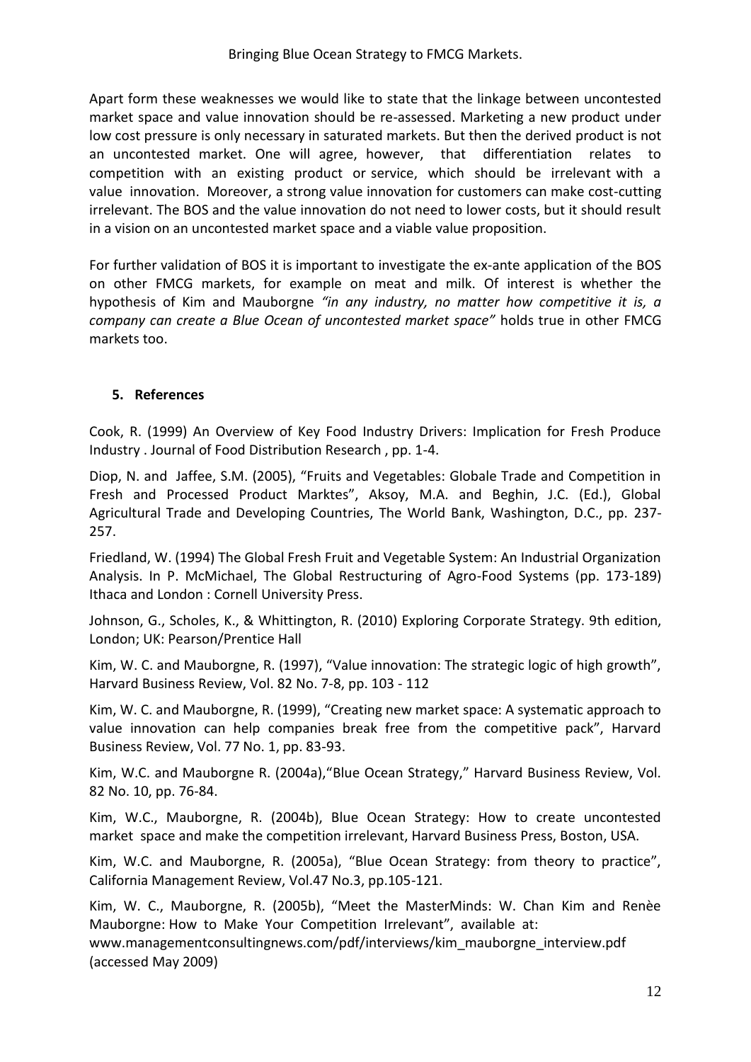Apart form these weaknesses we would like to state that the linkage between uncontested market space and value innovation should be re-assessed. Marketing a new product under low cost pressure is only necessary in saturated markets. But then the derived product is not an uncontested market. One will agree, however, that differentiation relates to competition with an existing product or service, which should be irrelevant with a value innovation. Moreover, a strong value innovation for customers can make cost-cutting irrelevant. The BOS and the value innovation do not need to lower costs, but it should result in a vision on an uncontested market space and a viable value proposition.

For further validation of BOS it is important to investigate the ex-ante application of the BOS on other FMCG markets, for example on meat and milk. Of interest is whether the hypothesis of Kim and Mauborgne *"in any industry, no matter how competitive it is, a company can create a Blue Ocean of uncontested market space"* holds true in other FMCG markets too.

## 5. References

Cook, R. (1999) An Overview of Key Food Industry Drivers: Implication for Fresh Produce Industry . Journal of Food Distribution Research , pp. 1-4.

Diop, N. and Jaffee, S.M. (2005), "Fruits and Vegetables: Globale Trade and Competition in Fresh and Processed Product Marktes", Aksoy, M.A. and Beghin, J.C. (Ed.), Global Agricultural Trade and Developing Countries, The World Bank, Washington, D.C., pp. 237-257.

Friedland, W. (1994) The Global Fresh Fruit and Vegetable System: An Industrial Organization Analysis. In P. McMichael, The Global Restructuring of Agro-Food Systems (pp. 173-189) Ithaca and London : Cornell University Press.

Johnson, G., Scholes, K., & Whittington, R. (2010) Exploring Corporate Strategy. 9th edition, London; UK: Pearson/Prentice Hall

Kim, W. C. and Mauborgne, R. (1997), "Value innovation: The strategic logic of high growth", Harvard Business Review, Vol. 82 No. 7-8, pp. 103 - 112

Kim, W. C. and Mauborgne, R. (1999), "Creating new market space: A systematic approach to value innovation can help companies break free from the competitive pack", Harvard Business Review, Vol. 77 No. 1, pp. 83-93.

Kim, W.C. and Mauborgne R. (2004a),"Blue Ocean Strategy," Harvard Business Review, Vol. 82 No. 10, pp. 76-84.

Kim, W.C., Mauborgne, R. (2004b), Blue Ocean Strategy: How to create uncontested market space and make the competition irrelevant, Harvard Business Press, Boston, USA.

Kim, W.C. and Mauborgne, R. (2005a), "Blue Ocean Strategy: from theory to practice", California Management Review, Vol.47 No.3, pp.105-121.

Kim, W. C., Mauborgne, R. (2005b), "Meet the MasterMinds: W. Chan Kim and Renèe Mauborgne: How to Make Your Competition Irrelevant", available at: www.managementconsultingnews.com/pdf/interviews/kim_mauborgne_interview.pdf (accessed May 2009)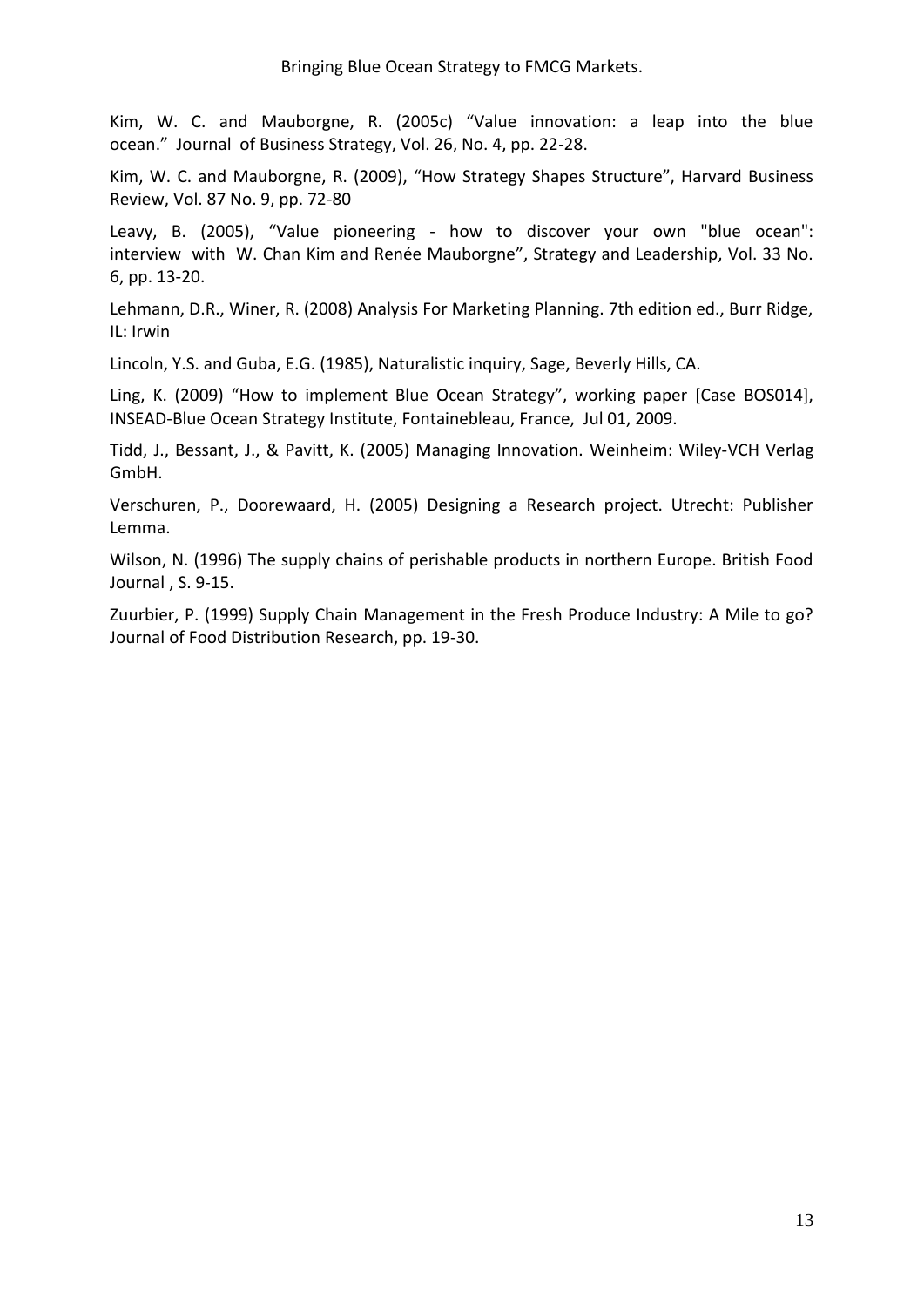Kim, W. C. and Mauborgne, R. (2005c) "Value innovation: a leap into the blue ocean." Journal of Business Strategy, Vol. 26, No. 4, pp. 22-28.

Kim, W. C. and Mauborgne, R. (2009), "How Strategy Shapes Structure", Harvard Business Review, Vol. 87 No. 9, pp. 72-80

Leavy, B. (2005), "Value pioneering - how to discover your own "blue ocean": interview with W. Chan Kim and Renée Mauborgne", Strategy and Leadership, Vol. 33 No. 6, pp. 13-20.

Lehmann, D.R., Winer, R. (2008) Analysis For Marketing Planning. 7th edition ed., Burr Ridge, IL: Irwin

Lincoln, Y.S. and Guba, E.G. (1985), Naturalistic inquiry, Sage, Beverly Hills, CA.

Ling, K. (2009) "How to implement Blue Ocean Strategy", working paper [Case BOS014], INSEAD-Blue Ocean Strategy Institute, Fontainebleau, France, Jul 01, 2009.

Tidd, J., Bessant, J., & Pavitt, K. (2005) Managing Innovation. Weinheim: Wiley-VCH Verlag GmbH.

Verschuren, P., Doorewaard, H. (2005) Designing a Research project. Utrecht: Publisher Lemma.

Wilson, N. (1996) The supply chains of perishable products in northern Europe. British Food Journal , S. 9-15.

Zuurbier, P. (1999) Supply Chain Management in the Fresh Produce Industry: A Mile to go? Journal of Food Distribution Research, pp. 19-30.